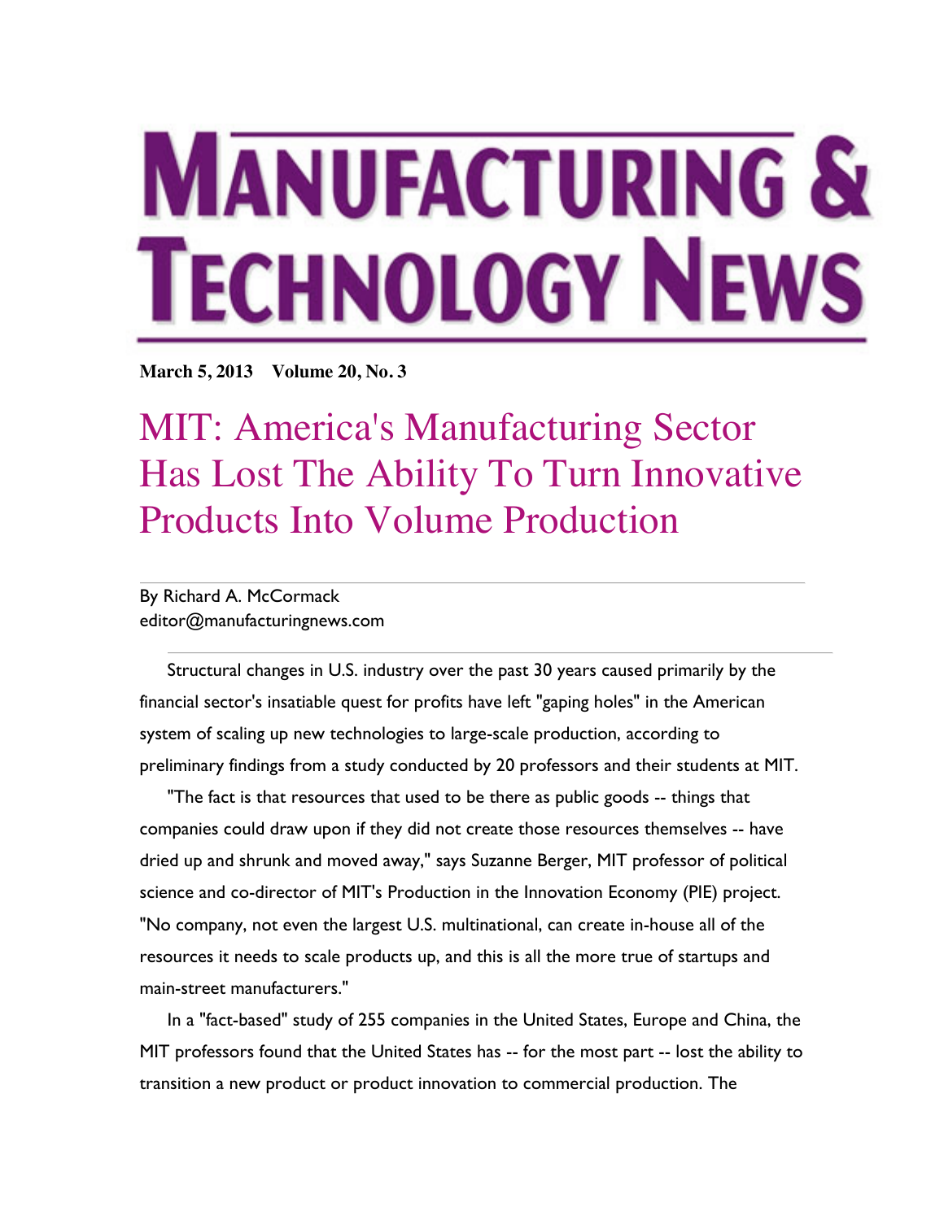# MANUFACTURING & TECHNOLOGY NEWS

**March 5, 2013 Volume 20, No. 3**

## MIT: America's Manufacturing Sector Has Lost The Ability To Turn Innovative Products Into Volume Production

By Richard A. McCormack
editor@manufacturingnews.com

Structural changes in U.S. industry over the past 30 years caused primarily by the financial sector's insatiable quest for profits have left "gaping holes" in the American system of scaling up new technologies to large-scale production, according to preliminary findings from a study conducted by 20 professors and their students at MIT.

"The fact is that resources that used to be there as public goods -- things that companies could draw upon if they did not create those resources themselves -- have dried up and shrunk and moved away," says Suzanne Berger, MIT professor of political science and co-director of MIT's Production in the Innovation Economy (PIE) project. "No company, not even the largest U.S. multinational, can create in-house all of the resources it needs to scale products up, and this is all the more true of startups and main-street manufacturers."

In a "fact-based" study of 255 companies in the United States, Europe and China, the MIT professors found that the United States has -- for the most part -- lost the ability to transition a new product or product innovation to commercial production. The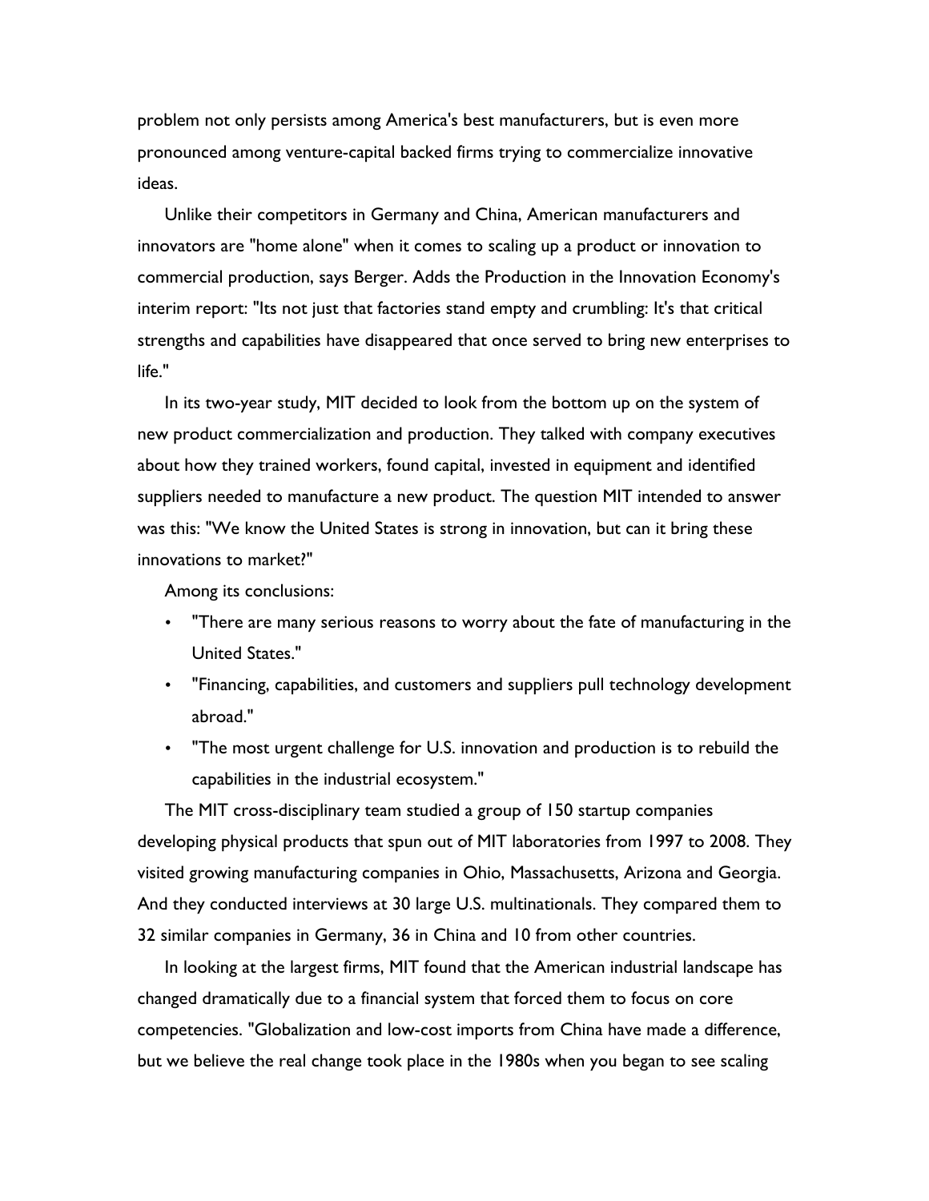problem not only persists among America's best manufacturers, but is even more pronounced among venture-capital backed firms trying to commercialize innovative ideas.

Unlike their competitors in Germany and China, American manufacturers and innovators are "home alone" when it comes to scaling up a product or innovation to commercial production, says Berger. Adds the Production in the Innovation Economy's interim report: "Its not just that factories stand empty and crumbling: It's that critical strengths and capabilities have disappeared that once served to bring new enterprises to life."

In its two-year study, MIT decided to look from the bottom up on the system of new product commercialization and production. They talked with company executives about how they trained workers, found capital, invested in equipment and identified suppliers needed to manufacture a new product. The question MIT intended to answer was this: "We know the United States is strong in innovation, but can it bring these innovations to market?"

Among its conclusions:

- "There are many serious reasons to worry about the fate of manufacturing in the United States."
- "Financing, capabilities, and customers and suppliers pull technology development abroad."
- "The most urgent challenge for U.S. innovation and production is to rebuild the capabilities in the industrial ecosystem."

The MIT cross-disciplinary team studied a group of 150 startup companies developing physical products that spun out of MIT laboratories from 1997 to 2008. They visited growing manufacturing companies in Ohio, Massachusetts, Arizona and Georgia. And they conducted interviews at 30 large U.S. multinationals. They compared them to 32 similar companies in Germany, 36 in China and 10 from other countries.

In looking at the largest firms, MIT found that the American industrial landscape has changed dramatically due to a financial system that forced them to focus on core competencies. "Globalization and low-cost imports from China have made a difference, but we believe the real change took place in the 1980s when you began to see scaling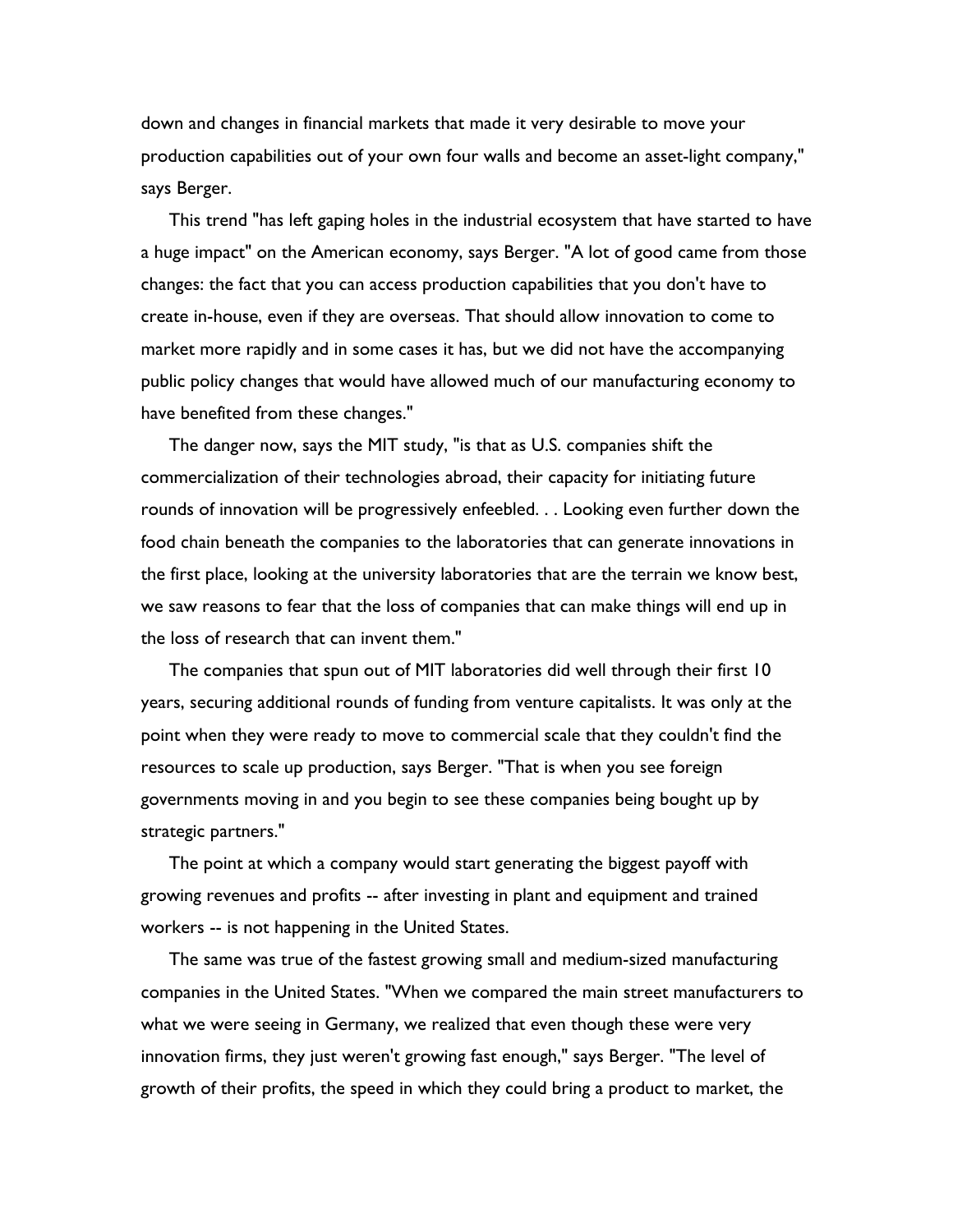down and changes in financial markets that made it very desirable to move your production capabilities out of your own four walls and become an asset-light company," says Berger.

This trend "has left gaping holes in the industrial ecosystem that have started to have a huge impact" on the American economy, says Berger. "A lot of good came from those changes: the fact that you can access production capabilities that you don't have to create in-house, even if they are overseas. That should allow innovation to come to market more rapidly and in some cases it has, but we did not have the accompanying public policy changes that would have allowed much of our manufacturing economy to have benefited from these changes."

The danger now, says the MIT study, "is that as U.S. companies shift the commercialization of their technologies abroad, their capacity for initiating future rounds of innovation will be progressively enfeebled. . . Looking even further down the food chain beneath the companies to the laboratories that can generate innovations in the first place, looking at the university laboratories that are the terrain we know best, we saw reasons to fear that the loss of companies that can make things will end up in the loss of research that can invent them."

The companies that spun out of MIT laboratories did well through their first 10 years, securing additional rounds of funding from venture capitalists. It was only at the point when they were ready to move to commercial scale that they couldn't find the resources to scale up production, says Berger. "That is when you see foreign governments moving in and you begin to see these companies being bought up by strategic partners."

The point at which a company would start generating the biggest payoff with growing revenues and profits -- after investing in plant and equipment and trained workers -- is not happening in the United States.

The same was true of the fastest growing small and medium-sized manufacturing companies in the United States. "When we compared the main street manufacturers to what we were seeing in Germany, we realized that even though these were very innovation firms, they just weren't growing fast enough," says Berger. "The level of growth of their profits, the speed in which they could bring a product to market, the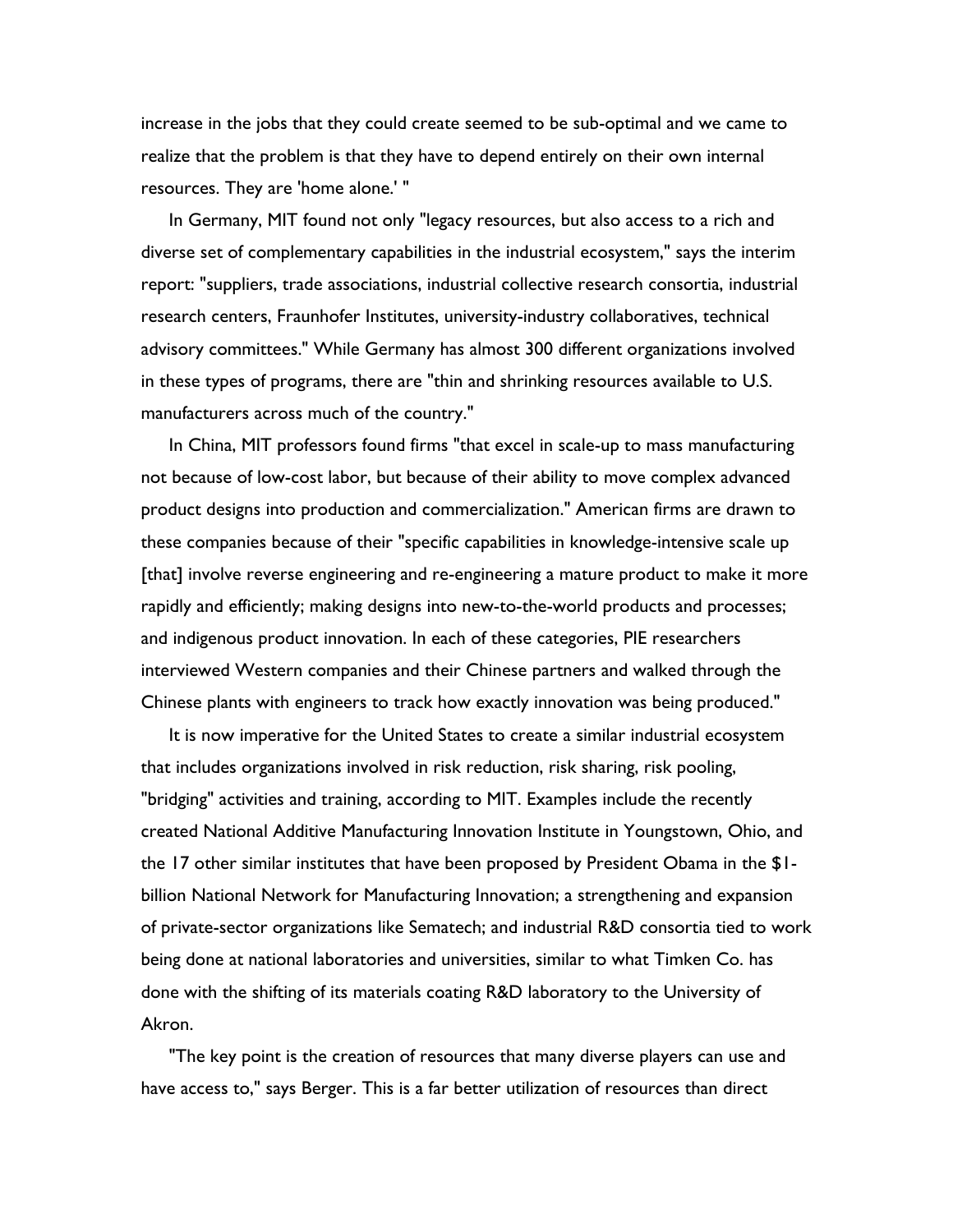increase in the jobs that they could create seemed to be sub-optimal and we came to realize that the problem is that they have to depend entirely on their own internal resources. They are 'home alone.' "

In Germany, MIT found not only "legacy resources, but also access to a rich and diverse set of complementary capabilities in the industrial ecosystem," says the interim report: "suppliers, trade associations, industrial collective research consortia, industrial research centers, Fraunhofer Institutes, university-industry collaboratives, technical advisory committees." While Germany has almost 300 different organizations involved in these types of programs, there are "thin and shrinking resources available to U.S. manufacturers across much of the country."

In China, MIT professors found firms "that excel in scale-up to mass manufacturing not because of low-cost labor, but because of their ability to move complex advanced product designs into production and commercialization." American firms are drawn to these companies because of their "specific capabilities in knowledge-intensive scale up [that] involve reverse engineering and re-engineering a mature product to make it more rapidly and efficiently; making designs into new-to-the-world products and processes; and indigenous product innovation. In each of these categories, PIE researchers interviewed Western companies and their Chinese partners and walked through the Chinese plants with engineers to track how exactly innovation was being produced."

It is now imperative for the United States to create a similar industrial ecosystem that includes organizations involved in risk reduction, risk sharing, risk pooling, "bridging" activities and training, according to MIT. Examples include the recently created National Additive Manufacturing Innovation Institute in Youngstown, Ohio, and the 17 other similar institutes that have been proposed by President Obama in the $1-billion National Network for Manufacturing Innovation; a strengthening and expansion of private-sector organizations like Sematech; and industrial R&D consortia tied to work being done at national laboratories and universities, similar to what Timken Co. has done with the shifting of its materials coating R&D laboratory to the University of Akron.

"The key point is the creation of resources that many diverse players can use and have access to," says Berger. This is a far better utilization of resources than direct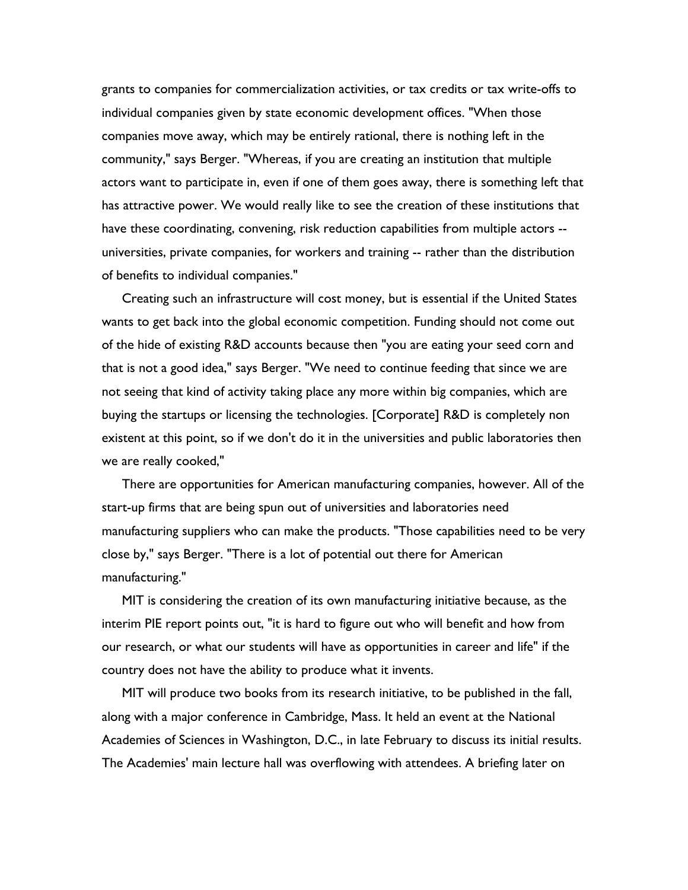grants to companies for commercialization activities, or tax credits or tax write-offs to individual companies given by state economic development offices. "When those companies move away, which may be entirely rational, there is nothing left in the community," says Berger. "Whereas, if you are creating an institution that multiple actors want to participate in, even if one of them goes away, there is something left that has attractive power. We would really like to see the creation of these institutions that have these coordinating, convening, risk reduction capabilities from multiple actors -- universities, private companies, for workers and training -- rather than the distribution of benefits to individual companies."

Creating such an infrastructure will cost money, but is essential if the United States wants to get back into the global economic competition. Funding should not come out of the hide of existing R&D accounts because then "you are eating your seed corn and that is not a good idea," says Berger. "We need to continue feeding that since we are not seeing that kind of activity taking place any more within big companies, which are buying the startups or licensing the technologies. [Corporate] R&D is completely non existent at this point, so if we don't do it in the universities and public laboratories then we are really cooked,"

There are opportunities for American manufacturing companies, however. All of the start-up firms that are being spun out of universities and laboratories need manufacturing suppliers who can make the products. "Those capabilities need to be very close by," says Berger. "There is a lot of potential out there for American manufacturing."

MIT is considering the creation of its own manufacturing initiative because, as the interim PIE report points out, "it is hard to figure out who will benefit and how from our research, or what our students will have as opportunities in career and life" if the country does not have the ability to produce what it invents.

MIT will produce two books from its research initiative, to be published in the fall, along with a major conference in Cambridge, Mass. It held an event at the National Academies of Sciences in Washington, D.C., in late February to discuss its initial results. The Academies' main lecture hall was overflowing with attendees. A briefing later on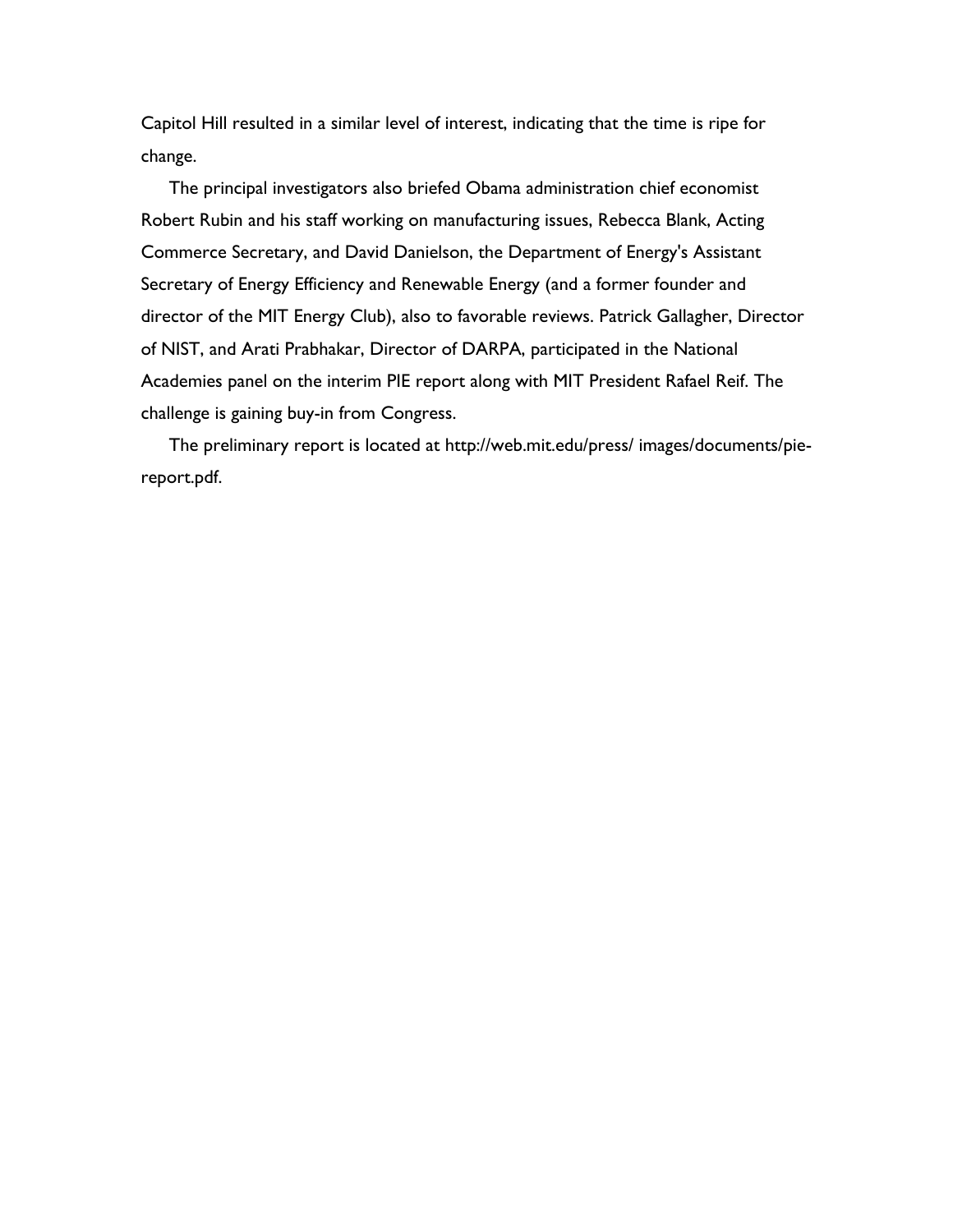Capitol Hill resulted in a similar level of interest, indicating that the time is ripe for change.

The principal investigators also briefed Obama administration chief economist Robert Rubin and his staff working on manufacturing issues, Rebecca Blank, Acting Commerce Secretary, and David Danielson, the Department of Energy's Assistant Secretary of Energy Efficiency and Renewable Energy (and a former founder and director of the MIT Energy Club), also to favorable reviews. Patrick Gallagher, Director of NIST, and Arati Prabhakar, Director of DARPA, participated in the National Academies panel on the interim PIE report along with MIT President Rafael Reif. The challenge is gaining buy-in from Congress.

The preliminary report is located at http://web.mit.edu/press/ images/documents/pie-report.pdf.